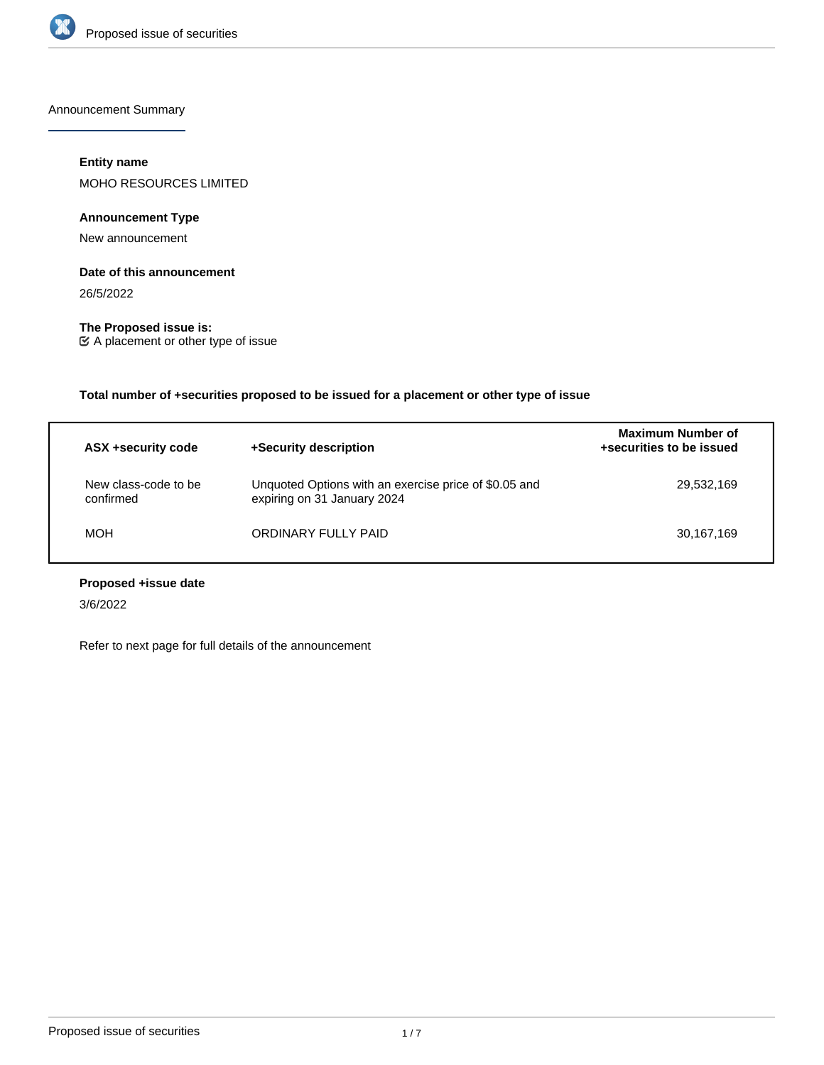Announcement Summary

**Entity name**

MOHO RESOURCES LIMITED

**Announcement Type**

New announcement

**Date of this announcement**

26/5/2022

**The Proposed issue is:**

☑ A placement or other type of issue

**Total number of +securities proposed to be issued for a placement or other type of issue**

| ASX +security code | +Security description | Maximum Number of +securities to be issued |
|---|---|---|
| New class-code to be confirmed | Unquoted Options with an exercise price of $0.05 and expiring on 31 January 2024 | 29,532,169 |
| MOH | ORDINARY FULLY PAID | 30,167,169 |

**Proposed +issue date**

3/6/2022

Refer to next page for full details of the announcement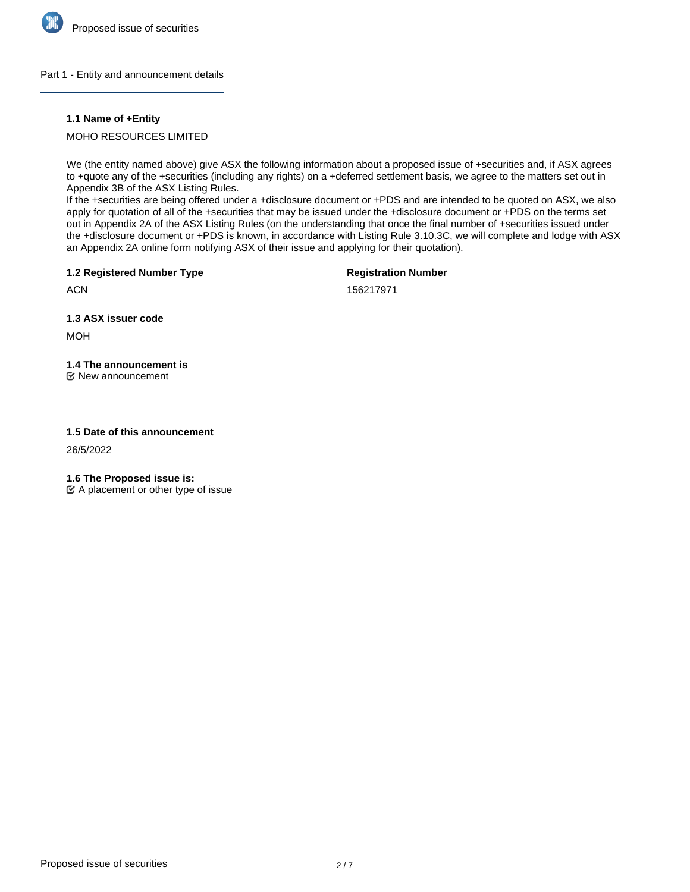## Part 1 - Entity and announcement details

**1.1 Name of +Entity**

MOHO RESOURCES LIMITED

We (the entity named above) give ASX the following information about a proposed issue of +securities and, if ASX agrees to +quote any of the +securities (including any rights) on a +deferred settlement basis, we agree to the matters set out in Appendix 3B of the ASX Listing Rules.
If the +securities are being offered under a +disclosure document or +PDS and are intended to be quoted on ASX, we also apply for quotation of all of the +securities that may be issued under the +disclosure document or +PDS on the terms set out in Appendix 2A of the ASX Listing Rules (on the understanding that once the final number of +securities issued under the +disclosure document or +PDS is known, in accordance with Listing Rule 3.10.3C, we will complete and lodge with ASX an Appendix 2A online form notifying ASX of their issue and applying for their quotation).

**1.2 Registered Number Type**

ACN

**Registration Number**

156217971

**1.3 ASX issuer code**

MOH

**1.4 The announcement is**

☑ New announcement

**1.5 Date of this announcement**

26/5/2022

**1.6 The Proposed issue is:**

☑ A placement or other type of issue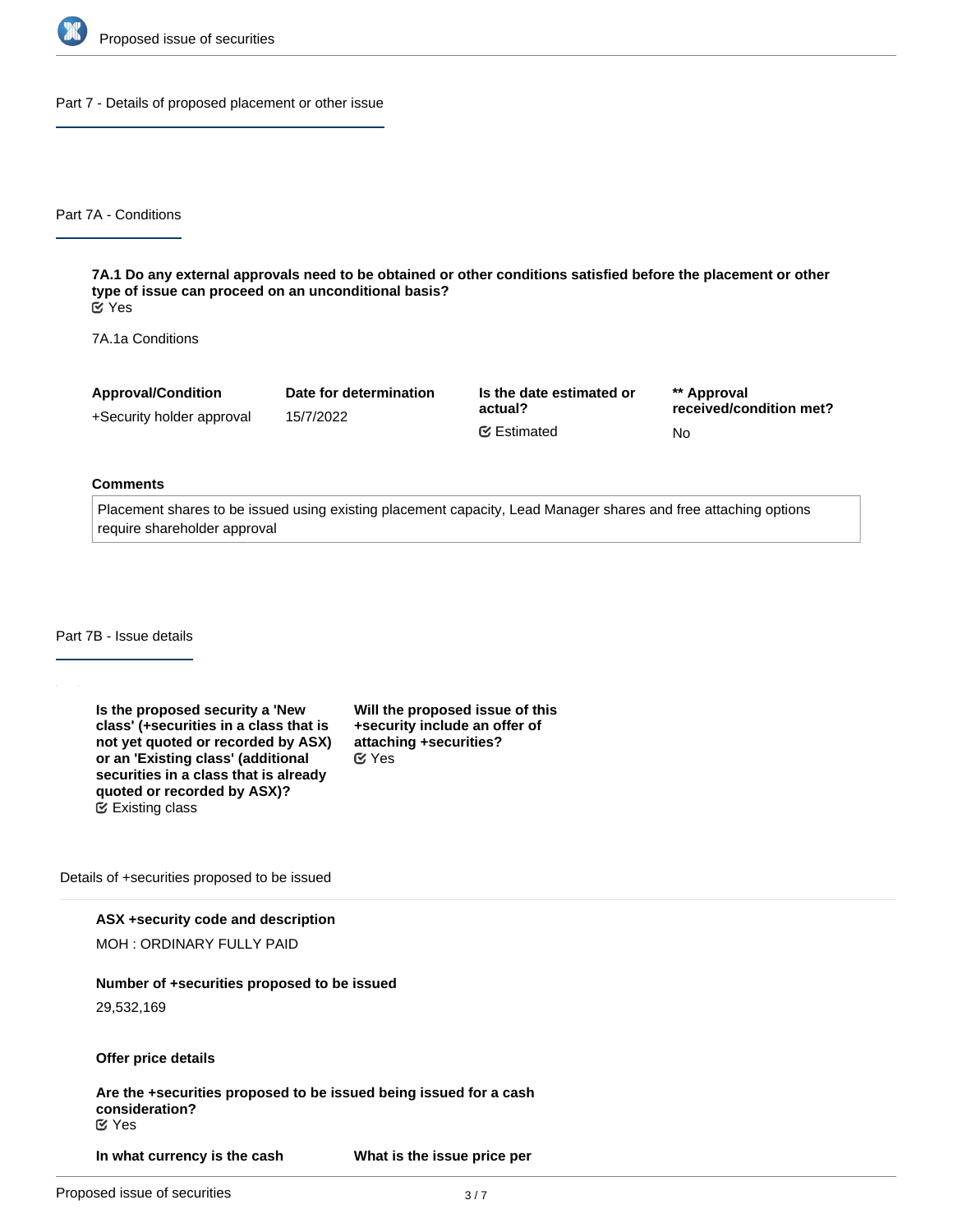## Part 7 - Details of proposed placement or other issue

### Part 7A - Conditions

**7A.1 Do any external approvals need to be obtained or other conditions satisfied before the placement or other type of issue can proceed on an unconditional basis?**
Yes

7A.1a Conditions

| Approval/Condition | Date for determination | Is the date estimated or actual? | ** Approval received/condition met? |
| --- | --- | --- | --- |
| +Security holder approval | 15/7/2022 | Estimated | No |

**Comments**

Placement shares to be issued using existing placement capacity, Lead Manager shares and free attaching options require shareholder approval

### Part 7B - Issue details

**Is the proposed security a 'New class' (+securities in a class that is not yet quoted or recorded by ASX) or an 'Existing class' (additional securities in a class that is already quoted or recorded by ASX)?**
Existing class

**Will the proposed issue of this +security include an offer of attaching +securities?**
Yes

Details of +securities proposed to be issued

**ASX +security code and description**

MOH : ORDINARY FULLY PAID

**Number of +securities proposed to be issued**

29,532,169

**Offer price details**

**Are the +securities proposed to be issued being issued for a cash consideration?**
Yes

**In what currency is the cash**

**What is the issue price per**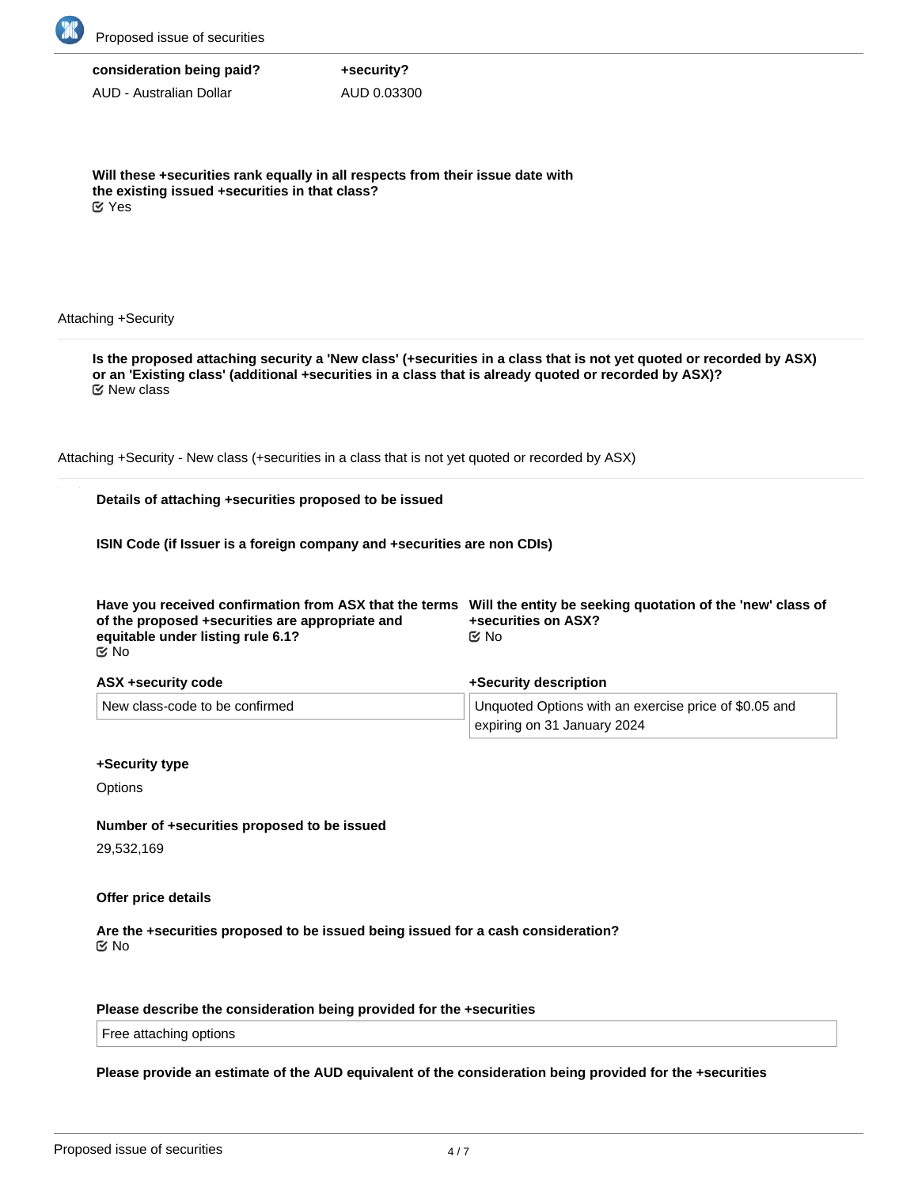| consideration being paid? | +security? |
| --- | --- |
| AUD - Australian Dollar | AUD 0.03300 |

**Will these +securities rank equally in all respects from their issue date with the existing issued +securities in that class?**
☑ Yes

Attaching +Security

**Is the proposed attaching security a 'New class' (+securities in a class that is not yet quoted or recorded by ASX) or an 'Existing class' (additional +securities in a class that is already quoted or recorded by ASX)?**
☑ New class

Attaching +Security - New class (+securities in a class that is not yet quoted or recorded by ASX)

**Details of attaching +securities proposed to be issued**

**ISIN Code (if Issuer is a foreign company and +securities are non CDIs)**

**Have you received confirmation from ASX that the terms of the proposed +securities are appropriate and equitable under listing rule 6.1?**
☑ No

**Will the entity be seeking quotation of the 'new' class of +securities on ASX?**
☑ No

| ASX +security code | +Security description |
| --- | --- |
| New class-code to be confirmed | Unquoted Options with an exercise price of $0.05 and expiring on 31 January 2024 |

**+Security type**

Options

**Number of +securities proposed to be issued**

29,532,169

**Offer price details**

**Are the +securities proposed to be issued being issued for a cash consideration?**
☑ No

**Please describe the consideration being provided for the +securities**

Free attaching options

**Please provide an estimate of the AUD equivalent of the consideration being provided for the +securities**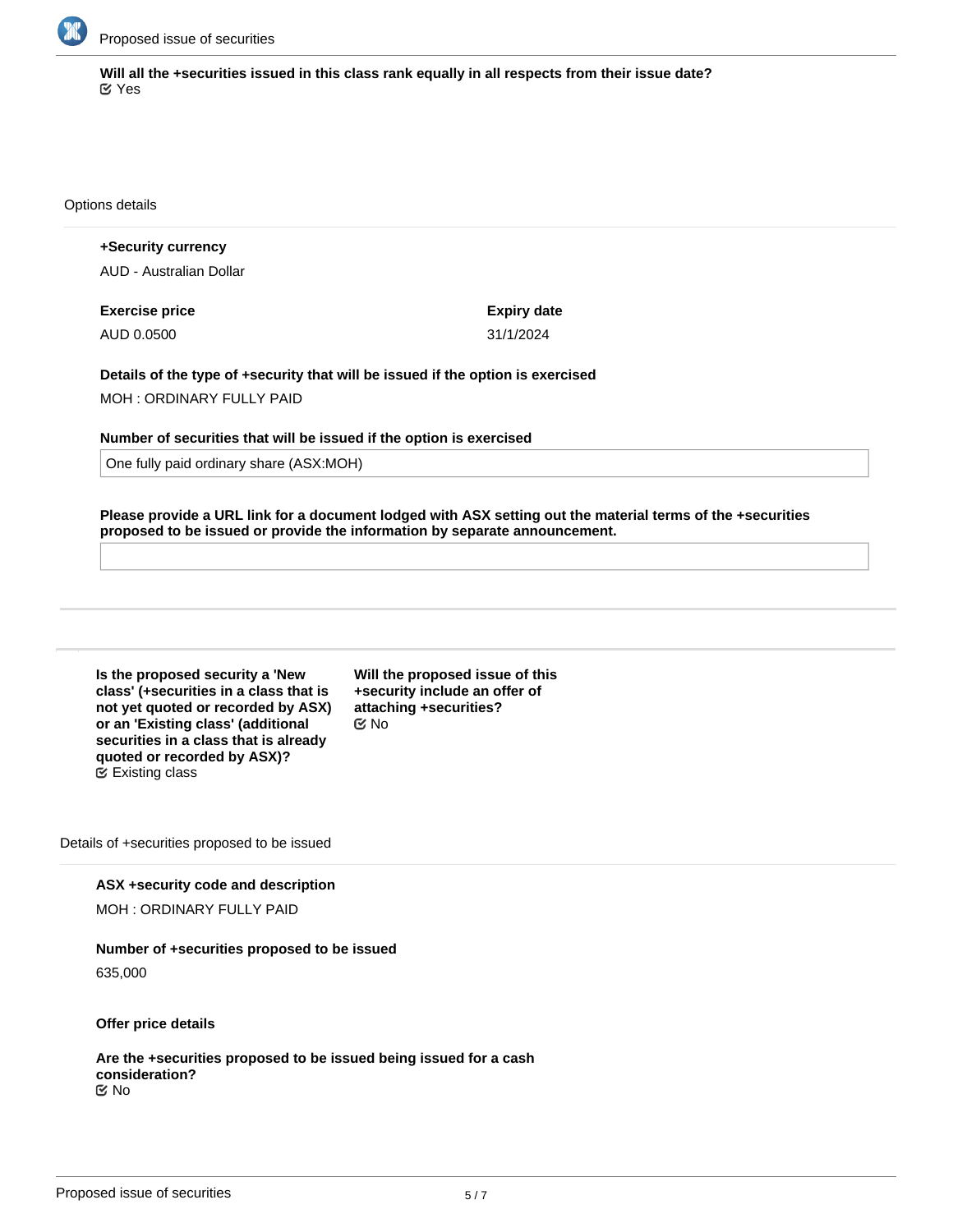**Will all the +securities issued in this class rank equally in all respects from their issue date?**
☑ Yes

Options details

**+Security currency**

AUD - Australian Dollar

**Exercise price**

AUD 0.0500

**Expiry date**

31/1/2024

**Details of the type of +security that will be issued if the option is exercised**

MOH : ORDINARY FULLY PAID

**Number of securities that will be issued if the option is exercised**

One fully paid ordinary share (ASX:MOH)

**Please provide a URL link for a document lodged with ASX setting out the material terms of the +securities proposed to be issued or provide the information by separate announcement.**

---

**Is the proposed security a 'New class' (+securities in a class that is not yet quoted or recorded by ASX) or an 'Existing class' (additional securities in a class that is already quoted or recorded by ASX)?**
☑ Existing class

**Will the proposed issue of this +security include an offer of attaching +securities?**
☑ No

Details of +securities proposed to be issued

**ASX +security code and description**

MOH : ORDINARY FULLY PAID

**Number of +securities proposed to be issued**

635,000

**Offer price details**

**Are the +securities proposed to be issued being issued for a cash consideration?**
☑ No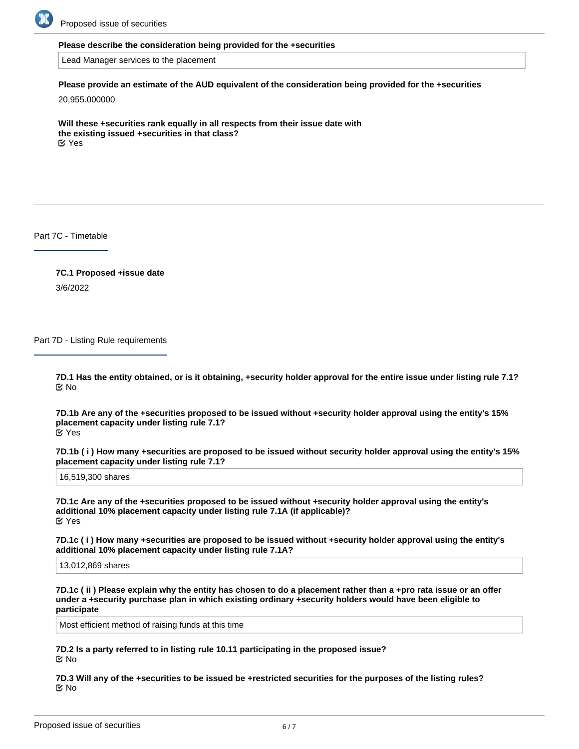**Please describe the consideration being provided for the +securities**

Lead Manager services to the placement

**Please provide an estimate of the AUD equivalent of the consideration being provided for the +securities**

20,955.000000

**Will these +securities rank equally in all respects from their issue date with the existing issued +securities in that class?**

☑ Yes

## Part 7C - Timetable

**7C.1 Proposed +issue date**

3/6/2022

## Part 7D - Listing Rule requirements

**7D.1 Has the entity obtained, or is it obtaining, +security holder approval for the entire issue under listing rule 7.1?**

☑ No

**7D.1b Are any of the +securities proposed to be issued without +security holder approval using the entity's 15% placement capacity under listing rule 7.1?**

☑ Yes

**7D.1b ( i ) How many +securities are proposed to be issued without security holder approval using the entity's 15% placement capacity under listing rule 7.1?**

16,519,300 shares

**7D.1c Are any of the +securities proposed to be issued without +security holder approval using the entity's additional 10% placement capacity under listing rule 7.1A (if applicable)?**

☑ Yes

**7D.1c ( i ) How many +securities are proposed to be issued without +security holder approval using the entity's additional 10% placement capacity under listing rule 7.1A?**

13,012,869 shares

**7D.1c ( ii ) Please explain why the entity has chosen to do a placement rather than a +pro rata issue or an offer under a +security purchase plan in which existing ordinary +security holders would have been eligible to participate**

Most efficient method of raising funds at this time

**7D.2 Is a party referred to in listing rule 10.11 participating in the proposed issue?**

☑ No

**7D.3 Will any of the +securities to be issued be +restricted securities for the purposes of the listing rules?**

☑ No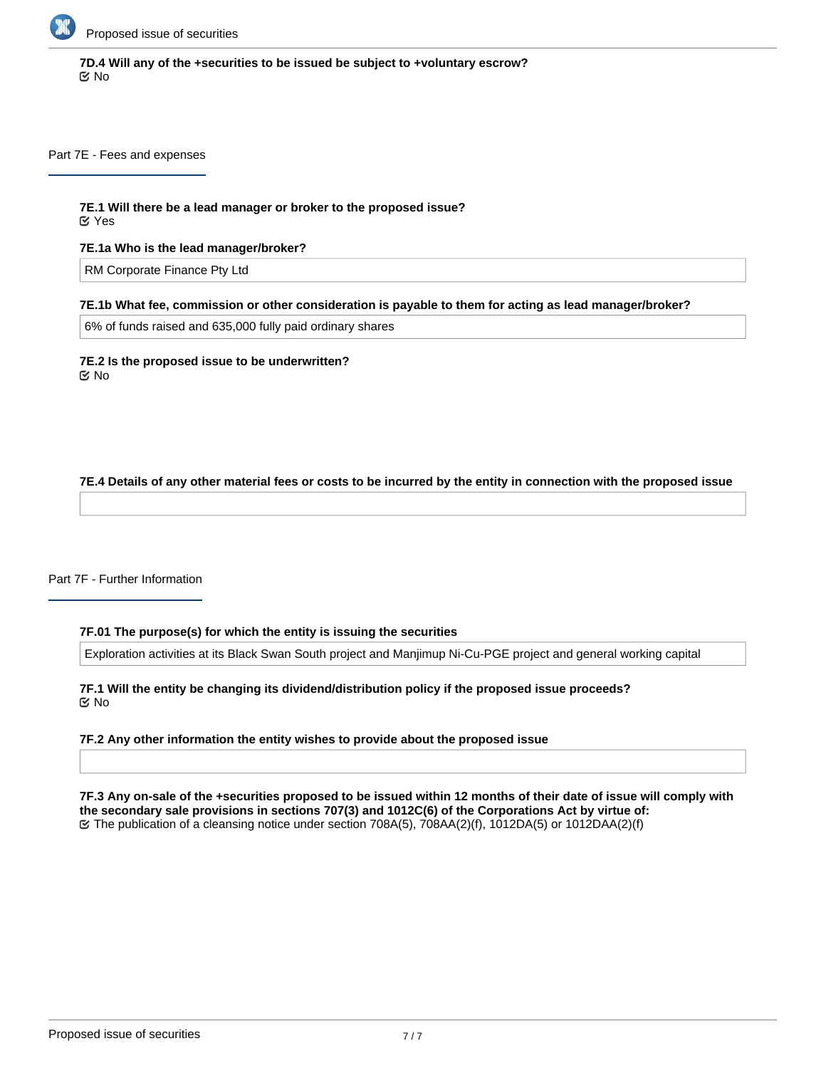**7D.4 Will any of the +securities to be issued be subject to +voluntary escrow?**
☑ No

## Part 7E - Fees and expenses

**7E.1 Will there be a lead manager or broker to the proposed issue?**
☑ Yes

**7E.1a Who is the lead manager/broker?**

RM Corporate Finance Pty Ltd

**7E.1b What fee, commission or other consideration is payable to them for acting as lead manager/broker?**

6% of funds raised and 635,000 fully paid ordinary shares

**7E.2 Is the proposed issue to be underwritten?**
☑ No

**7E.4 Details of any other material fees or costs to be incurred by the entity in connection with the proposed issue**

## Part 7F - Further Information

**7F.01 The purpose(s) for which the entity is issuing the securities**

Exploration activities at its Black Swan South project and Manjimup Ni-Cu-PGE project and general working capital

**7F.1 Will the entity be changing its dividend/distribution policy if the proposed issue proceeds?**
☑ No

**7F.2 Any other information the entity wishes to provide about the proposed issue**

**7F.3 Any on-sale of the +securities proposed to be issued within 12 months of their date of issue will comply with the secondary sale provisions in sections 707(3) and 1012C(6) of the Corporations Act by virtue of:**
☑ The publication of a cleansing notice under section 708A(5), 708AA(2)(f), 1012DA(5) or 1012DAA(2)(f)